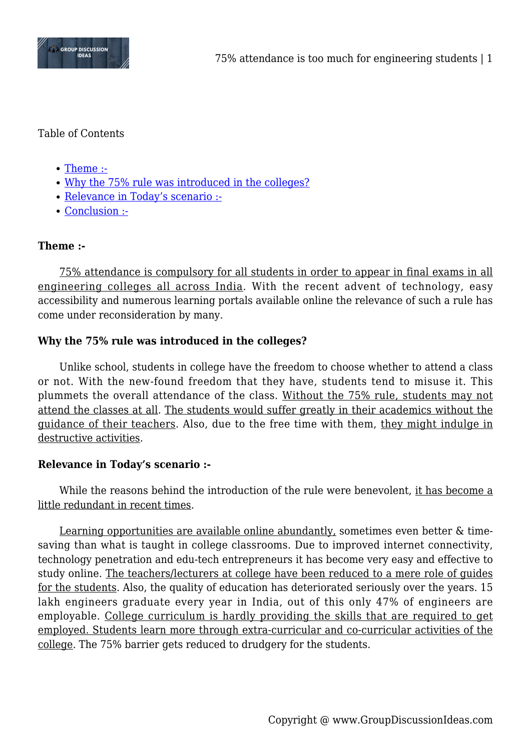Table of Contents

- Theme :-
- Why the 75% rule was introduced in the colleges?
- Relevance in Today's scenario :-
- Conclusion :-

**Theme :-**

75% attendance is compulsory for all students in order to appear in final exams in all engineering colleges all across India. With the recent advent of technology, easy accessibility and numerous learning portals available online the relevance of such a rule has come under reconsideration by many.

**Why the 75% rule was introduced in the colleges?**

Unlike school, students in college have the freedom to choose whether to attend a class or not. With the new-found freedom that they have, students tend to misuse it. This plummets the overall attendance of the class. Without the 75% rule, students may not attend the classes at all. The students would suffer greatly in their academics without the guidance of their teachers. Also, due to the free time with them, they might indulge in destructive activities.

**Relevance in Today's scenario :-**

While the reasons behind the introduction of the rule were benevolent, it has become a little redundant in recent times.

Learning opportunities are available online abundantly, sometimes even better & time-saving than what is taught in college classrooms. Due to improved internet connectivity, technology penetration and edu-tech entrepreneurs it has become very easy and effective to study online. The teachers/lecturers at college have been reduced to a mere role of guides for the students. Also, the quality of education has deteriorated seriously over the years. 15 lakh engineers graduate every year in India, out of this only 47% of engineers are employable. College curriculum is hardly providing the skills that are required to get employed. Students learn more through extra-curricular and co-curricular activities of the college. The 75% barrier gets reduced to drudgery for the students.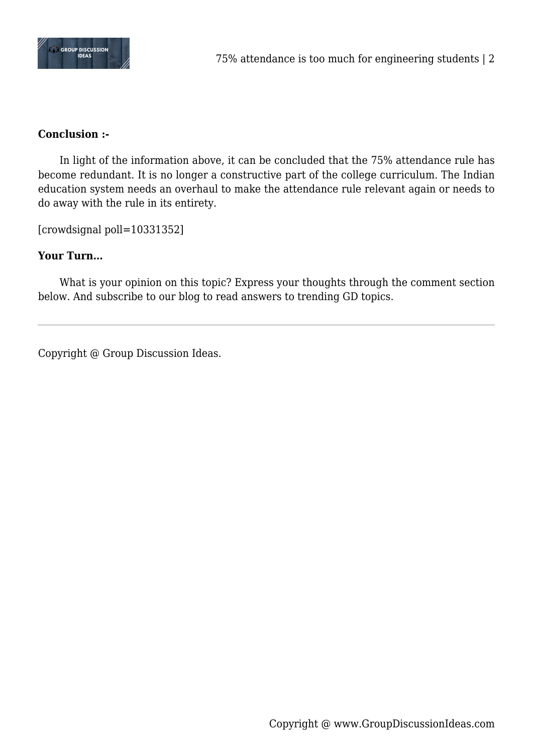**Conclusion :-**

In light of the information above, it can be concluded that the 75% attendance rule has become redundant. It is no longer a constructive part of the college curriculum. The Indian education system needs an overhaul to make the attendance rule relevant again or needs to do away with the rule in its entirety.

[crowdsignal poll=10331352]

**Your Turn…**

What is your opinion on this topic? Express your thoughts through the comment section below. And subscribe to our blog to read answers to trending GD topics.

---

Copyright @ Group Discussion Ideas.